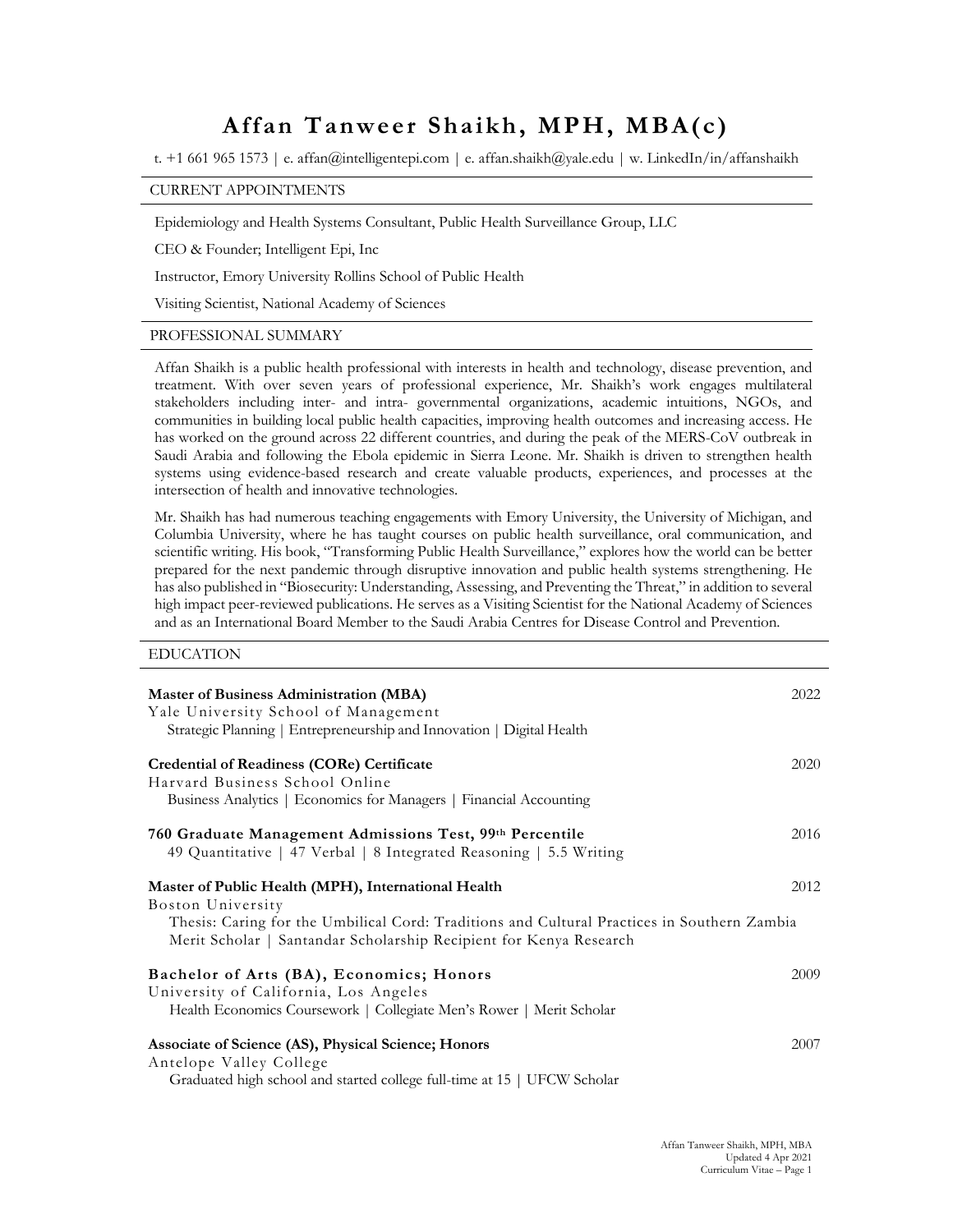# Affan Tanweer Shaikh, MPH, MBA(c)

t. +1 661 965 1573 | e. affan@intelligentepi.com | e. affan.shaikh@yale.edu | w. LinkedIn/in/affanshaikh

## CURRENT APPOINTMENTS

Epidemiology and Health Systems Consultant, Public Health Surveillance Group, LLC

CEO & Founder; Intelligent Epi, Inc

Instructor, Emory University Rollins School of Public Health

Visiting Scientist, National Academy of Sciences

## PROFESSIONAL SUMMARY

Affan Shaikh is a public health professional with interests in health and technology, disease prevention, and treatment. With over seven years of professional experience, Mr. Shaikh's work engages multilateral stakeholders including inter- and intra- governmental organizations, academic intuitions, NGOs, and communities in building local public health capacities, improving health outcomes and increasing access. He has worked on the ground across 22 different countries, and during the peak of the MERS-CoV outbreak in Saudi Arabia and following the Ebola epidemic in Sierra Leone. Mr. Shaikh is driven to strengthen health systems using evidence-based research and create valuable products, experiences, and processes at the intersection of health and innovative technologies.

Mr. Shaikh has had numerous teaching engagements with Emory University, the University of Michigan, and Columbia University, where he has taught courses on public health surveillance, oral communication, and scientific writing. His book, "Transforming Public Health Surveillance," explores how the world can be better prepared for the next pandemic through disruptive innovation and public health systems strengthening. He has also published in "Biosecurity: Understanding, Assessing, and Preventing the Threat," in addition to several high impact peer-reviewed publications. He serves as a Visiting Scientist for the National Academy of Sciences and as an International Board Member to the Saudi Arabia Centres for Disease Control and Prevention.

## EDUCATION

**Master of Business Administration (MBA)** — 2022
Yale University School of Management
Strategic Planning | Entrepreneurship and Innovation | Digital Health

**Credential of Readiness (CORe) Certificate** — 2020
Harvard Business School Online
Business Analytics | Economics for Managers | Financial Accounting

**760 Graduate Management Admissions Test, 99th Percentile** — 2016
49 Quantitative | 47 Verbal | 8 Integrated Reasoning | 5.5 Writing

**Master of Public Health (MPH), International Health** — 2012
Boston University
Thesis: Caring for the Umbilical Cord: Traditions and Cultural Practices in Southern Zambia
Merit Scholar | Santandar Scholarship Recipient for Kenya Research

**Bachelor of Arts (BA), Economics; Honors** — 2009
University of California, Los Angeles
Health Economics Coursework | Collegiate Men's Rower | Merit Scholar

**Associate of Science (AS), Physical Science; Honors** — 2007
Antelope Valley College
Graduated high school and started college full-time at 15 | UFCW Scholar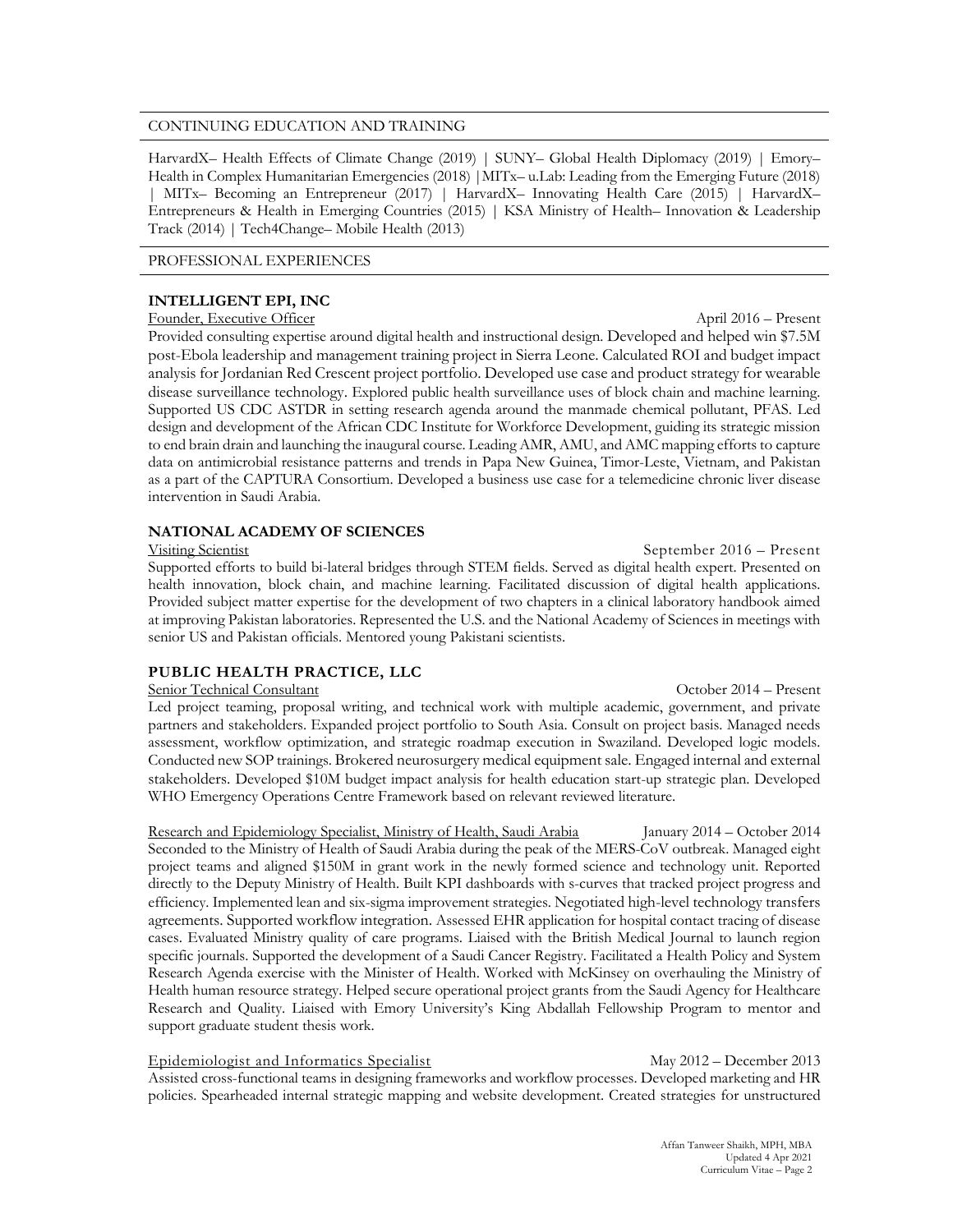## CONTINUING EDUCATION AND TRAINING

HarvardX– Health Effects of Climate Change (2019) | SUNY– Global Health Diplomacy (2019) | Emory– Health in Complex Humanitarian Emergencies (2018) |MITx– u.Lab: Leading from the Emerging Future (2018) | MITx– Becoming an Entrepreneur (2017) | HarvardX– Innovating Health Care (2015) | HarvardX– Entrepreneurs & Health in Emerging Countries (2015) | KSA Ministry of Health– Innovation & Leadership Track (2014) | Tech4Change– Mobile Health (2013)

## PROFESSIONAL EXPERIENCES

### INTELLIGENT EPI, INC

Founder, Executive Officer — April 2016 – Present

Provided consulting expertise around digital health and instructional design. Developed and helped win $7.5M post-Ebola leadership and management training project in Sierra Leone. Calculated ROI and budget impact analysis for Jordanian Red Crescent project portfolio. Developed use case and product strategy for wearable disease surveillance technology. Explored public health surveillance uses of block chain and machine learning. Supported US CDC ASTDR in setting research agenda around the manmade chemical pollutant, PFAS. Led design and development of the African CDC Institute for Workforce Development, guiding its strategic mission to end brain drain and launching the inaugural course. Leading AMR, AMU, and AMC mapping efforts to capture data on antimicrobial resistance patterns and trends in Papa New Guinea, Timor-Leste, Vietnam, and Pakistan as a part of the CAPTURA Consortium. Developed a business use case for a telemedicine chronic liver disease intervention in Saudi Arabia.

### NATIONAL ACADEMY OF SCIENCES

Visiting Scientist — September 2016 – Present

Supported efforts to build bi-lateral bridges through STEM fields. Served as digital health expert. Presented on health innovation, block chain, and machine learning. Facilitated discussion of digital health applications. Provided subject matter expertise for the development of two chapters in a clinical laboratory handbook aimed at improving Pakistan laboratories. Represented the U.S. and the National Academy of Sciences in meetings with senior US and Pakistan officials. Mentored young Pakistani scientists.

### PUBLIC HEALTH PRACTICE, LLC

Senior Technical Consultant — October 2014 – Present

Led project teaming, proposal writing, and technical work with multiple academic, government, and private partners and stakeholders. Expanded project portfolio to South Asia. Consult on project basis. Managed needs assessment, workflow optimization, and strategic roadmap execution in Swaziland. Developed logic models. Conducted new SOP trainings. Brokered neurosurgery medical equipment sale. Engaged internal and external stakeholders. Developed $10M budget impact analysis for health education start-up strategic plan. Developed WHO Emergency Operations Centre Framework based on relevant reviewed literature.

Research and Epidemiology Specialist, Ministry of Health, Saudi Arabia — January 2014 – October 2014

Seconded to the Ministry of Health of Saudi Arabia during the peak of the MERS-CoV outbreak. Managed eight project teams and aligned $150M in grant work in the newly formed science and technology unit. Reported directly to the Deputy Ministry of Health. Built KPI dashboards with s-curves that tracked project progress and efficiency. Implemented lean and six-sigma improvement strategies. Negotiated high-level technology transfers agreements. Supported workflow integration. Assessed EHR application for hospital contact tracing of disease cases. Evaluated Ministry quality of care programs. Liaised with the British Medical Journal to launch region specific journals. Supported the development of a Saudi Cancer Registry. Facilitated a Health Policy and System Research Agenda exercise with the Minister of Health. Worked with McKinsey on overhauling the Ministry of Health human resource strategy. Helped secure operational project grants from the Saudi Agency for Healthcare Research and Quality. Liaised with Emory University's King Abdallah Fellowship Program to mentor and support graduate student thesis work.

Epidemiologist and Informatics Specialist — May 2012 – December 2013

Assisted cross-functional teams in designing frameworks and workflow processes. Developed marketing and HR policies. Spearheaded internal strategic mapping and website development. Created strategies for unstructured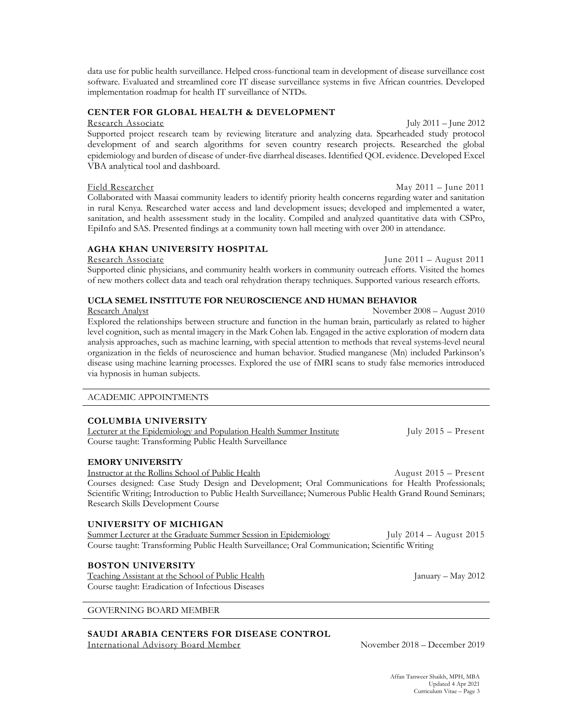data use for public health surveillance. Helped cross-functional team in development of disease surveillance cost software. Evaluated and streamlined core IT disease surveillance systems in five African countries. Developed implementation roadmap for health IT surveillance of NTDs.

### CENTER FOR GLOBAL HEALTH & DEVELOPMENT

Research Associate — July 2011 – June 2012

Supported project research team by reviewing literature and analyzing data. Spearheaded study protocol development of and search algorithms for seven country research projects. Researched the global epidemiology and burden of disease of under-five diarrheal diseases. Identified QOL evidence. Developed Excel VBA analytical tool and dashboard.

Field Researcher — May 2011 – June 2011

Collaborated with Maasai community leaders to identify priority health concerns regarding water and sanitation in rural Kenya. Researched water access and land development issues; developed and implemented a water, sanitation, and health assessment study in the locality. Compiled and analyzed quantitative data with CSPro, EpiInfo and SAS. Presented findings at a community town hall meeting with over 200 in attendance.

### AGHA KHAN UNIVERSITY HOSPITAL

Research Associate — June 2011 – August 2011

Supported clinic physicians, and community health workers in community outreach efforts. Visited the homes of new mothers collect data and teach oral rehydration therapy techniques. Supported various research efforts.

### UCLA SEMEL INSTITUTE FOR NEUROSCIENCE AND HUMAN BEHAVIOR

Research Analyst — November 2008 – August 2010

Explored the relationships between structure and function in the human brain, particularly as related to higher level cognition, such as mental imagery in the Mark Cohen lab. Engaged in the active exploration of modern data analysis approaches, such as machine learning, with special attention to methods that reveal systems-level neural organization in the fields of neuroscience and human behavior. Studied manganese (Mn) included Parkinson's disease using machine learning processes. Explored the use of fMRI scans to study false memories introduced via hypnosis in human subjects.

## ACADEMIC APPOINTMENTS

### COLUMBIA UNIVERSITY

Lecturer at the Epidemiology and Population Health Summer Institute — July 2015 – Present

Course taught: Transforming Public Health Surveillance

### EMORY UNIVERSITY

Instructor at the Rollins School of Public Health — August 2015 – Present

Courses designed: Case Study Design and Development; Oral Communications for Health Professionals; Scientific Writing; Introduction to Public Health Surveillance; Numerous Public Health Grand Round Seminars; Research Skills Development Course

### UNIVERSITY OF MICHIGAN

Summer Lecturer at the Graduate Summer Session in Epidemiology — July 2014 – August 2015

Course taught: Transforming Public Health Surveillance; Oral Communication; Scientific Writing

### BOSTON UNIVERSITY

Teaching Assistant at the School of Public Health — January – May 2012

Course taught: Eradication of Infectious Diseases

## GOVERNING BOARD MEMBER

### SAUDI ARABIA CENTERS FOR DISEASE CONTROL

International Advisory Board Member — November 2018 – December 2019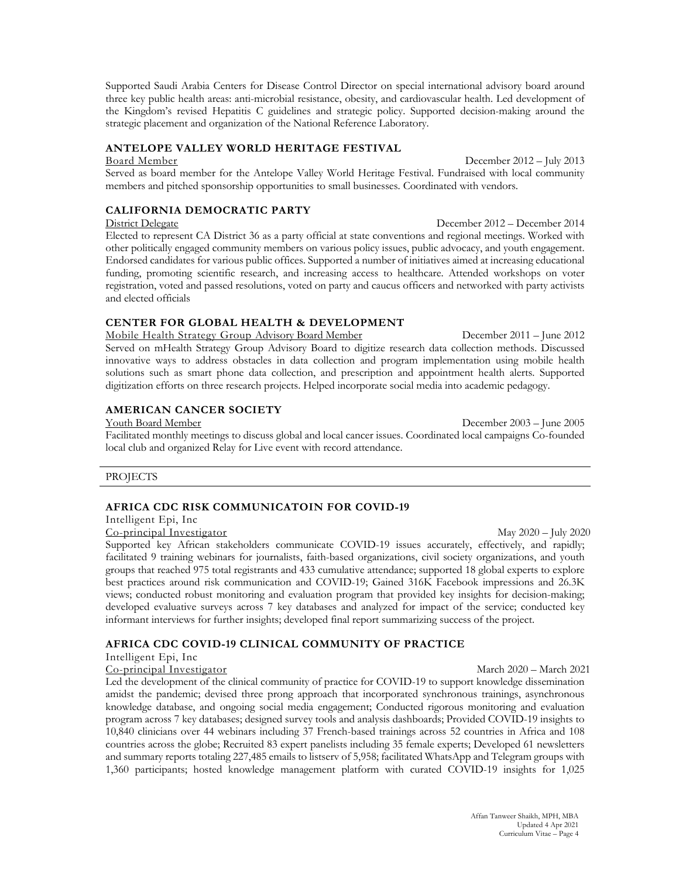Supported Saudi Arabia Centers for Disease Control Director on special international advisory board around three key public health areas: anti-microbial resistance, obesity, and cardiovascular health. Led development of the Kingdom's revised Hepatitis C guidelines and strategic policy. Supported decision-making around the strategic placement and organization of the National Reference Laboratory.

### ANTELOPE VALLEY WORLD HERITAGE FESTIVAL

Board Member — December 2012 – July 2013

Served as board member for the Antelope Valley World Heritage Festival. Fundraised with local community members and pitched sponsorship opportunities to small businesses. Coordinated with vendors.

### CALIFORNIA DEMOCRATIC PARTY

District Delegate — December 2012 – December 2014

Elected to represent CA District 36 as a party official at state conventions and regional meetings. Worked with other politically engaged community members on various policy issues, public advocacy, and youth engagement. Endorsed candidates for various public offices. Supported a number of initiatives aimed at increasing educational funding, promoting scientific research, and increasing access to healthcare. Attended workshops on voter registration, voted and passed resolutions, voted on party and caucus officers and networked with party activists and elected officials

### CENTER FOR GLOBAL HEALTH & DEVELOPMENT

Mobile Health Strategy Group Advisory Board Member — December 2011 – June 2012

Served on mHealth Strategy Group Advisory Board to digitize research data collection methods. Discussed innovative ways to address obstacles in data collection and program implementation using mobile health solutions such as smart phone data collection, and prescription and appointment health alerts. Supported digitization efforts on three research projects. Helped incorporate social media into academic pedagogy.

### AMERICAN CANCER SOCIETY

Youth Board Member — December 2003 – June 2005

Facilitated monthly meetings to discuss global and local cancer issues. Coordinated local campaigns Co-founded local club and organized Relay for Live event with record attendance.

## PROJECTS

### AFRICA CDC RISK COMMUNICATOIN FOR COVID-19

Intelligent Epi, Inc

Co-principal Investigator — May 2020 – July 2020

Supported key African stakeholders communicate COVID-19 issues accurately, effectively, and rapidly; facilitated 9 training webinars for journalists, faith-based organizations, civil society organizations, and youth groups that reached 975 total registrants and 433 cumulative attendance; supported 18 global experts to explore best practices around risk communication and COVID-19; Gained 316K Facebook impressions and 26.3K views; conducted robust monitoring and evaluation program that provided key insights for decision-making; developed evaluative surveys across 7 key databases and analyzed for impact of the service; conducted key informant interviews for further insights; developed final report summarizing success of the project.

### AFRICA CDC COVID-19 CLINICAL COMMUNITY OF PRACTICE

Intelligent Epi, Inc

Co-principal Investigator — March 2020 – March 2021

Led the development of the clinical community of practice for COVID-19 to support knowledge dissemination amidst the pandemic; devised three prong approach that incorporated synchronous trainings, asynchronous knowledge database, and ongoing social media engagement; Conducted rigorous monitoring and evaluation program across 7 key databases; designed survey tools and analysis dashboards; Provided COVID-19 insights to 10,840 clinicians over 44 webinars including 37 French-based trainings across 52 countries in Africa and 108 countries across the globe; Recruited 83 expert panelists including 35 female experts; Developed 61 newsletters and summary reports totaling 227,485 emails to listserv of 5,958; facilitated WhatsApp and Telegram groups with 1,360 participants; hosted knowledge management platform with curated COVID-19 insights for 1,025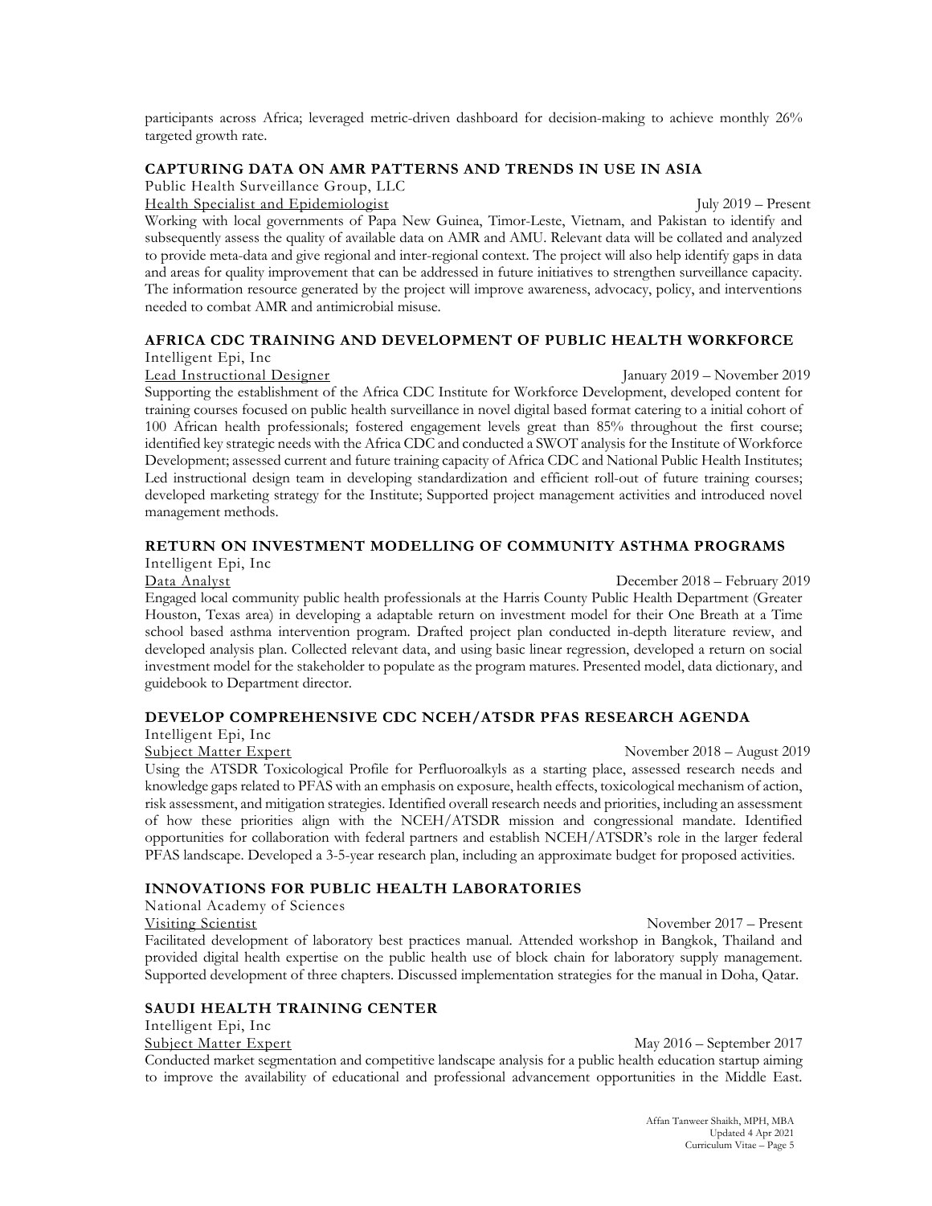participants across Africa; leveraged metric-driven dashboard for decision-making to achieve monthly 26% targeted growth rate.

### CAPTURING DATA ON AMR PATTERNS AND TRENDS IN USE IN ASIA

Public Health Surveillance Group, LLC

Health Specialist and Epidemiologist — July 2019 – Present

Working with local governments of Papa New Guinea, Timor-Leste, Vietnam, and Pakistan to identify and subsequently assess the quality of available data on AMR and AMU. Relevant data will be collated and analyzed to provide meta-data and give regional and inter-regional context. The project will also help identify gaps in data and areas for quality improvement that can be addressed in future initiatives to strengthen surveillance capacity. The information resource generated by the project will improve awareness, advocacy, policy, and interventions needed to combat AMR and antimicrobial misuse.

### AFRICA CDC TRAINING AND DEVELOPMENT OF PUBLIC HEALTH WORKFORCE

Intelligent Epi, Inc

Lead Instructional Designer — January 2019 – November 2019

Supporting the establishment of the Africa CDC Institute for Workforce Development, developed content for training courses focused on public health surveillance in novel digital based format catering to a initial cohort of 100 African health professionals; fostered engagement levels great than 85% throughout the first course; identified key strategic needs with the Africa CDC and conducted a SWOT analysis for the Institute of Workforce Development; assessed current and future training capacity of Africa CDC and National Public Health Institutes; Led instructional design team in developing standardization and efficient roll-out of future training courses; developed marketing strategy for the Institute; Supported project management activities and introduced novel management methods.

### RETURN ON INVESTMENT MODELLING OF COMMUNITY ASTHMA PROGRAMS

Intelligent Epi, Inc

Data Analyst — December 2018 – February 2019

Engaged local community public health professionals at the Harris County Public Health Department (Greater Houston, Texas area) in developing a adaptable return on investment model for their One Breath at a Time school based asthma intervention program. Drafted project plan conducted in-depth literature review, and developed analysis plan. Collected relevant data, and using basic linear regression, developed a return on social investment model for the stakeholder to populate as the program matures. Presented model, data dictionary, and guidebook to Department director.

### DEVELOP COMPREHENSIVE CDC NCEH/ATSDR PFAS RESEARCH AGENDA

Intelligent Epi, Inc

Subject Matter Expert — November 2018 – August 2019

Using the ATSDR Toxicological Profile for Perfluoroalkyls as a starting place, assessed research needs and knowledge gaps related to PFAS with an emphasis on exposure, health effects, toxicological mechanism of action, risk assessment, and mitigation strategies. Identified overall research needs and priorities, including an assessment of how these priorities align with the NCEH/ATSDR mission and congressional mandate. Identified opportunities for collaboration with federal partners and establish NCEH/ATSDR's role in the larger federal PFAS landscape. Developed a 3-5-year research plan, including an approximate budget for proposed activities.

### INNOVATIONS FOR PUBLIC HEALTH LABORATORIES

National Academy of Sciences

Visiting Scientist — November 2017 – Present

Facilitated development of laboratory best practices manual. Attended workshop in Bangkok, Thailand and provided digital health expertise on the public health use of block chain for laboratory supply management. Supported development of three chapters. Discussed implementation strategies for the manual in Doha, Qatar.

### SAUDI HEALTH TRAINING CENTER

Intelligent Epi, Inc

Subject Matter Expert — May 2016 – September 2017

Conducted market segmentation and competitive landscape analysis for a public health education startup aiming to improve the availability of educational and professional advancement opportunities in the Middle East.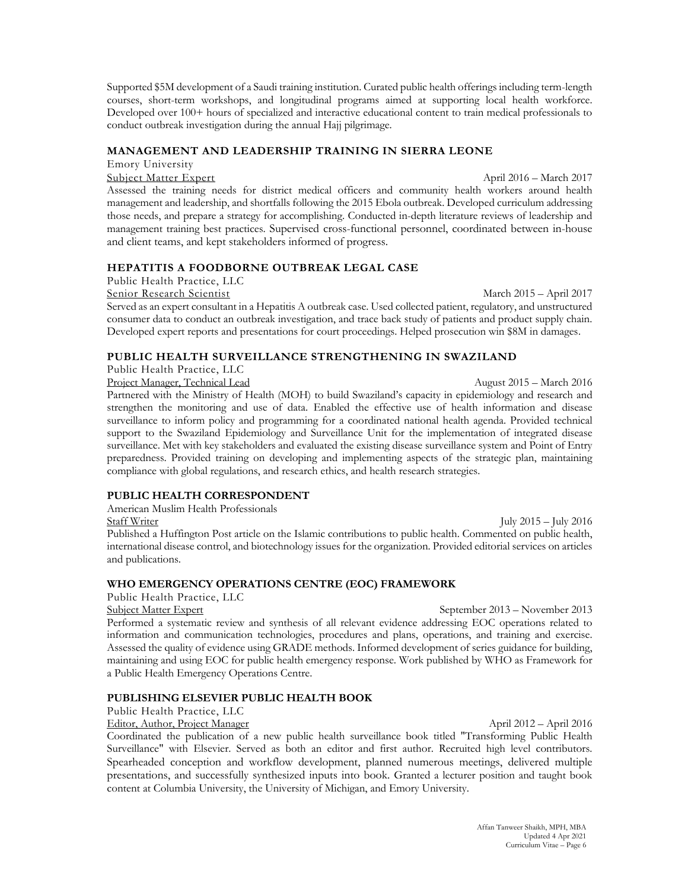Supported $5M development of a Saudi training institution. Curated public health offerings including term-length courses, short-term workshops, and longitudinal programs aimed at supporting local health workforce. Developed over 100+ hours of specialized and interactive educational content to train medical professionals to conduct outbreak investigation during the annual Hajj pilgrimage.

### MANAGEMENT AND LEADERSHIP TRAINING IN SIERRA LEONE

Emory University
Subject Matter Expert — April 2016 – March 2017

Assessed the training needs for district medical officers and community health workers around health management and leadership, and shortfalls following the 2015 Ebola outbreak. Developed curriculum addressing those needs, and prepare a strategy for accomplishing. Conducted in-depth literature reviews of leadership and management training best practices. Supervised cross-functional personnel, coordinated between in-house and client teams, and kept stakeholders informed of progress.

### HEPATITIS A FOODBORNE OUTBREAK LEGAL CASE

Public Health Practice, LLC
Senior Research Scientist — March 2015 – April 2017

Served as an expert consultant in a Hepatitis A outbreak case. Used collected patient, regulatory, and unstructured consumer data to conduct an outbreak investigation, and trace back study of patients and product supply chain. Developed expert reports and presentations for court proceedings. Helped prosecution win $8M in damages.

### PUBLIC HEALTH SURVEILLANCE STRENGTHENING IN SWAZILAND

Public Health Practice, LLC
Project Manager, Technical Lead — August 2015 – March 2016

Partnered with the Ministry of Health (MOH) to build Swaziland's capacity in epidemiology and research and strengthen the monitoring and use of data. Enabled the effective use of health information and disease surveillance to inform policy and programming for a coordinated national health agenda. Provided technical support to the Swaziland Epidemiology and Surveillance Unit for the implementation of integrated disease surveillance. Met with key stakeholders and evaluated the existing disease surveillance system and Point of Entry preparedness. Provided training on developing and implementing aspects of the strategic plan, maintaining compliance with global regulations, and research ethics, and health research strategies.

### PUBLIC HEALTH CORRESPONDENT

American Muslim Health Professionals
Staff Writer — July 2015 – July 2016

Published a Huffington Post article on the Islamic contributions to public health. Commented on public health, international disease control, and biotechnology issues for the organization. Provided editorial services on articles and publications.

### WHO EMERGENCY OPERATIONS CENTRE (EOC) FRAMEWORK

Public Health Practice, LLC
Subject Matter Expert — September 2013 – November 2013

Performed a systematic review and synthesis of all relevant evidence addressing EOC operations related to information and communication technologies, procedures and plans, operations, and training and exercise. Assessed the quality of evidence using GRADE methods. Informed development of series guidance for building, maintaining and using EOC for public health emergency response. Work published by WHO as Framework for a Public Health Emergency Operations Centre.

### PUBLISHING ELSEVIER PUBLIC HEALTH BOOK

Public Health Practice, LLC
Editor, Author, Project Manager — April 2012 – April 2016

Coordinated the publication of a new public health surveillance book titled "Transforming Public Health Surveillance" with Elsevier. Served as both an editor and first author. Recruited high level contributors. Spearheaded conception and workflow development, planned numerous meetings, delivered multiple presentations, and successfully synthesized inputs into book. Granted a lecturer position and taught book content at Columbia University, the University of Michigan, and Emory University.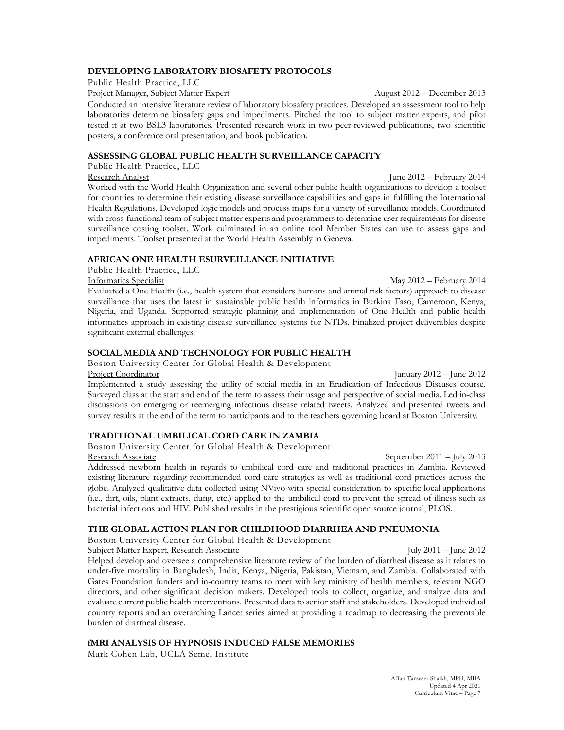### DEVELOPING LABORATORY BIOSAFETY PROTOCOLS

Public Health Practice, LLC

Project Manager, Subject Matter Expert — August 2012 – December 2013

Conducted an intensive literature review of laboratory biosafety practices. Developed an assessment tool to help laboratories determine biosafety gaps and impediments. Pitched the tool to subject matter experts, and pilot tested it at two BSL3 laboratories. Presented research work in two peer-reviewed publications, two scientific posters, a conference oral presentation, and book publication.

### ASSESSING GLOBAL PUBLIC HEALTH SURVEILLANCE CAPACITY

Public Health Practice, LLC

Research Analyst — June 2012 – February 2014

Worked with the World Health Organization and several other public health organizations to develop a toolset for countries to determine their existing disease surveillance capabilities and gaps in fulfilling the International Health Regulations. Developed logic models and process maps for a variety of surveillance models. Coordinated with cross-functional team of subject matter experts and programmers to determine user requirements for disease surveillance costing toolset. Work culminated in an online tool Member States can use to assess gaps and impediments. Toolset presented at the World Health Assembly in Geneva.

### AFRICAN ONE HEALTH ESURVEILLANCE INITIATIVE

Public Health Practice, LLC

Informatics Specialist — May 2012 – February 2014

Evaluated a One Health (i.e., health system that considers humans and animal risk factors) approach to disease surveillance that uses the latest in sustainable public health informatics in Burkina Faso, Cameroon, Kenya, Nigeria, and Uganda. Supported strategic planning and implementation of One Health and public health informatics approach in existing disease surveillance systems for NTDs. Finalized project deliverables despite significant external challenges.

### SOCIAL MEDIA AND TECHNOLOGY FOR PUBLIC HEALTH

Boston University Center for Global Health & Development

Project Coordinator — January 2012 – June 2012

Implemented a study assessing the utility of social media in an Eradication of Infectious Diseases course. Surveyed class at the start and end of the term to assess their usage and perspective of social media. Led in-class discussions on emerging or reemerging infectious disease related tweets. Analyzed and presented tweets and survey results at the end of the term to participants and to the teachers governing board at Boston University.

### TRADITIONAL UMBILICAL CORD CARE IN ZAMBIA

Boston University Center for Global Health & Development

Research Associate — September 2011 – July 2013

Addressed newborn health in regards to umbilical cord care and traditional practices in Zambia. Reviewed existing literature regarding recommended cord care strategies as well as traditional cord practices across the globe. Analyzed qualitative data collected using NVivo with special consideration to specific local applications (i.e., dirt, oils, plant extracts, dung, etc.) applied to the umbilical cord to prevent the spread of illness such as bacterial infections and HIV. Published results in the prestigious scientific open source journal, PLOS.

### THE GLOBAL ACTION PLAN FOR CHILDHOOD DIARRHEA AND PNEUMONIA

Boston University Center for Global Health & Development

Subject Matter Expert, Research Associate — July 2011 – June 2012

Helped develop and oversee a comprehensive literature review of the burden of diarrheal disease as it relates to under-five mortality in Bangladesh, India, Kenya, Nigeria, Pakistan, Vietnam, and Zambia. Collaborated with Gates Foundation funders and in-country teams to meet with key ministry of health members, relevant NGO directors, and other significant decision makers. Developed tools to collect, organize, and analyze data and evaluate current public health interventions. Presented data to senior staff and stakeholders. Developed individual country reports and an overarching Lancet series aimed at providing a roadmap to decreasing the preventable burden of diarrheal disease.

### fMRI ANALYSIS OF HYPNOSIS INDUCED FALSE MEMORIES

Mark Cohen Lab, UCLA Semel Institute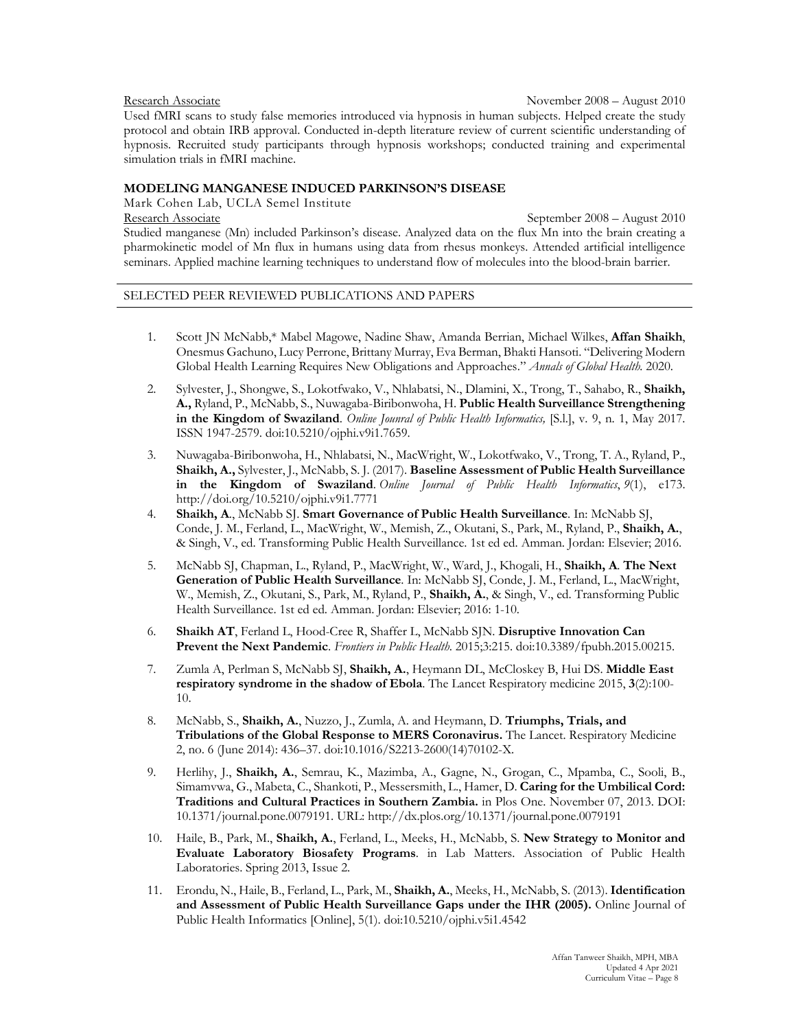<u>Research Associate</u> November 2008 – August 2010

Used fMRI scans to study false memories introduced via hypnosis in human subjects. Helped create the study protocol and obtain IRB approval. Conducted in-depth literature review of current scientific understanding of hypnosis. Recruited study participants through hypnosis workshops; conducted training and experimental simulation trials in fMRI machine.

**MODELING MANGANESE INDUCED PARKINSON'S DISEASE**

Mark Cohen Lab, UCLA Semel Institute

<u>Research Associate</u> September 2008 – August 2010

Studied manganese (Mn) included Parkinson's disease. Analyzed data on the flux Mn into the brain creating a pharmokinetic model of Mn flux in humans using data from rhesus monkeys. Attended artificial intelligence seminars. Applied machine learning techniques to understand flow of molecules into the blood-brain barrier.

## SELECTED PEER REVIEWED PUBLICATIONS AND PAPERS

1. Scott JN McNabb,* Mabel Magowe, Nadine Shaw, Amanda Berrian, Michael Wilkes, **Affan Shaikh**, Onesmus Gachuno, Lucy Perrone, Brittany Murray, Eva Berman, Bhakti Hansoti. "Delivering Modern Global Health Learning Requires New Obligations and Approaches." *Annals of Global Health.* 2020.
2. Sylvester, J., Shongwe, S., Lokotfwako, V., Nhlabatsi, N., Dlamini, X., Trong, T., Sahabo, R., **Shaikh, A.,** Ryland, P., McNabb, S., Nuwagaba-Biribonwoha, H. **Public Health Surveillance Strengthening in the Kingdom of Swaziland**. *Online Jounral of Public Health Informatics,* [S.l.], v. 9, n. 1, May 2017. ISSN 1947-2579. doi:10.5210/ojphi.v9i1.7659.
3. Nuwagaba-Biribonwoha, H., Nhlabatsi, N., MacWright, W., Lokotfwako, V., Trong, T. A., Ryland, P., **Shaikh, A.,** Sylvester, J., McNabb, S. J. (2017). **Baseline Assessment of Public Health Surveillance in the Kingdom of Swaziland**. *Online Journal of Public Health Informatics*, *9*(1), e173. http://doi.org/10.5210/ojphi.v9i1.7771
4. **Shaikh, A**., McNabb SJ. **Smart Governance of Public Health Surveillance**. In: McNabb SJ, Conde, J. M., Ferland, L., MacWright, W., Memish, Z., Okutani, S., Park, M., Ryland, P., **Shaikh, A.**, & Singh, V., ed. Transforming Public Health Surveillance. 1st ed ed. Amman. Jordan: Elsevier; 2016.
5. McNabb SJ, Chapman, L., Ryland, P., MacWright, W., Ward, J., Khogali, H., **Shaikh, A**. **The Next Generation of Public Health Surveillance**. In: McNabb SJ, Conde, J. M., Ferland, L., MacWright, W., Memish, Z., Okutani, S., Park, M., Ryland, P., **Shaikh, A.**, & Singh, V., ed. Transforming Public Health Surveillance. 1st ed ed. Amman. Jordan: Elsevier; 2016: 1-10.
6. **Shaikh AT**, Ferland L, Hood-Cree R, Shaffer L, McNabb SJN. **Disruptive Innovation Can Prevent the Next Pandemic**. *Frontiers in Public Health.* 2015;3:215. doi:10.3389/fpubh.2015.00215.
7. Zumla A, Perlman S, McNabb SJ, **Shaikh, A.**, Heymann DL, McCloskey B, Hui DS. **Middle East respiratory syndrome in the shadow of Ebola**. The Lancet Respiratory medicine 2015, **3**(2):100-10.
8. McNabb, S., **Shaikh, A.**, Nuzzo, J., Zumla, A. and Heymann, D. **Triumphs, Trials, and Tribulations of the Global Response to MERS Coronavirus.** The Lancet. Respiratory Medicine 2, no. 6 (June 2014): 436–37. doi:10.1016/S2213-2600(14)70102-X.
9. Herlihy, J., **Shaikh, A.**, Semrau, K., Mazimba, A., Gagne, N., Grogan, C., Mpamba, C., Sooli, B., Simamvwa, G., Mabeta, C., Shankoti, P., Messersmith, L., Hamer, D. **Caring for the Umbilical Cord: Traditions and Cultural Practices in Southern Zambia.** in Plos One. November 07, 2013. DOI: 10.1371/journal.pone.0079191. URL: http://dx.plos.org/10.1371/journal.pone.0079191
10. Haile, B., Park, M., **Shaikh, A.**, Ferland, L., Meeks, H., McNabb, S. **New Strategy to Monitor and Evaluate Laboratory Biosafety Programs**. in Lab Matters. Association of Public Health Laboratories. Spring 2013, Issue 2.
11. Erondu, N., Haile, B., Ferland, L., Park, M., **Shaikh, A.**, Meeks, H., McNabb, S. (2013). **Identification and Assessment of Public Health Surveillance Gaps under the IHR (2005).** Online Journal of Public Health Informatics [Online], 5(1). doi:10.5210/ojphi.v5i1.4542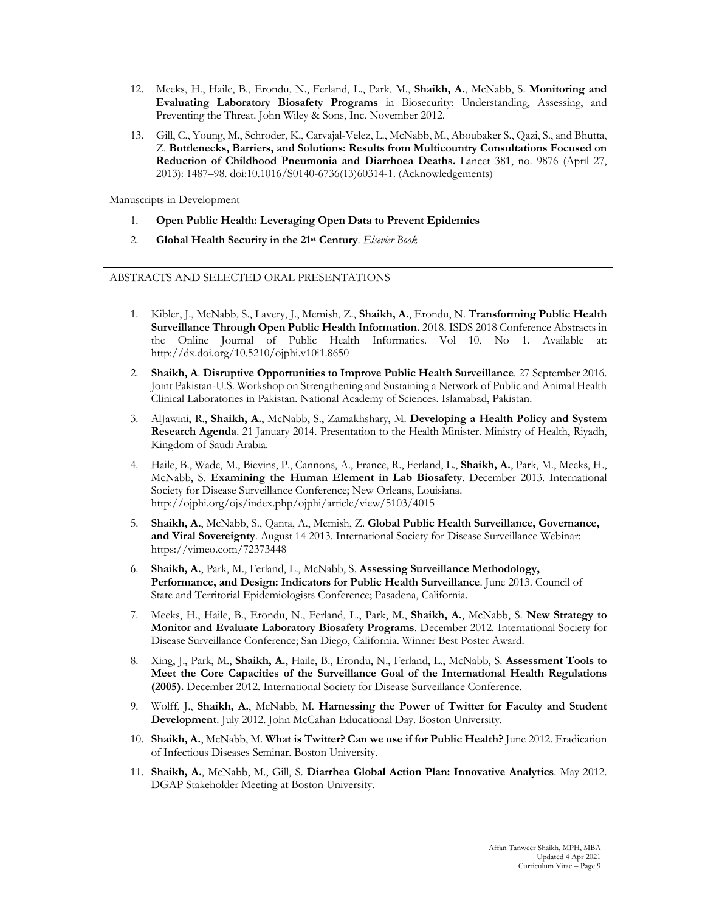12. Meeks, H., Haile, B., Erondu, N., Ferland, L., Park, M., **Shaikh, A.**, McNabb, S. **Monitoring and Evaluating Laboratory Biosafety Programs** in Biosecurity: Understanding, Assessing, and Preventing the Threat. John Wiley & Sons, Inc. November 2012.
13. Gill, C., Young, M., Schroder, K., Carvajal-Velez, L., McNabb, M., Aboubaker S., Qazi, S., and Bhutta, Z. **Bottlenecks, Barriers, and Solutions: Results from Multicountry Consultations Focused on Reduction of Childhood Pneumonia and Diarrhoea Deaths.** Lancet 381, no. 9876 (April 27, 2013): 1487–98. doi:10.1016/S0140-6736(13)60314-1. (Acknowledgements)

Manuscripts in Development

1. **Open Public Health: Leveraging Open Data to Prevent Epidemics**
2. **Global Health Security in the 21st Century**. *Elsevier Book*

## ABSTRACTS AND SELECTED ORAL PRESENTATIONS

1. Kibler, J., McNabb, S., Lavery, J., Memish, Z., **Shaikh, A.**, Erondu, N. **Transforming Public Health Surveillance Through Open Public Health Information.** 2018. ISDS 2018 Conference Abstracts in the Online Journal of Public Health Informatics. Vol 10, No 1. Available at: http://dx.doi.org/10.5210/ojphi.v10i1.8650
2. **Shaikh, A**. **Disruptive Opportunities to Improve Public Health Surveillance**. 27 September 2016. Joint Pakistan-U.S. Workshop on Strengthening and Sustaining a Network of Public and Animal Health Clinical Laboratories in Pakistan. National Academy of Sciences. Islamabad, Pakistan.
3. AlJawini, R., **Shaikh, A.**, McNabb, S., Zamakhshary, M. **Developing a Health Policy and System Research Agenda**. 21 January 2014. Presentation to the Health Minister. Ministry of Health, Riyadh, Kingdom of Saudi Arabia.
4. Haile, B., Wade, M., Bievins, P., Cannons, A., France, R., Ferland, L., **Shaikh, A.**, Park, M., Meeks, H., McNabb, S. **Examining the Human Element in Lab Biosafety**. December 2013. International Society for Disease Surveillance Conference; New Orleans, Louisiana. http://ojphi.org/ojs/index.php/ojphi/article/view/5103/4015
5. **Shaikh, A.**, McNabb, S., Qanta, A., Memish, Z. **Global Public Health Surveillance, Governance, and Viral Sovereignty**. August 14 2013. International Society for Disease Surveillance Webinar: https://vimeo.com/72373448
6. **Shaikh, A.**, Park, M., Ferland, L., McNabb, S. **Assessing Surveillance Methodology, Performance, and Design: Indicators for Public Health Surveillance**. June 2013. Council of State and Territorial Epidemiologists Conference; Pasadena, California.
7. Meeks, H., Haile, B., Erondu, N., Ferland, L., Park, M., **Shaikh, A.**, McNabb, S. **New Strategy to Monitor and Evaluate Laboratory Biosafety Programs**. December 2012. International Society for Disease Surveillance Conference; San Diego, California. Winner Best Poster Award.
8. Xing, J., Park, M., **Shaikh, A.**, Haile, B., Erondu, N., Ferland, L., McNabb, S. **Assessment Tools to Meet the Core Capacities of the Surveillance Goal of the International Health Regulations (2005).** December 2012. International Society for Disease Surveillance Conference.
9. Wolff, J., **Shaikh, A.**, McNabb, M. **Harnessing the Power of Twitter for Faculty and Student Development**. July 2012. John McCahan Educational Day. Boston University.
10. **Shaikh, A.**, McNabb, M. **What is Twitter? Can we use if for Public Health?** June 2012. Eradication of Infectious Diseases Seminar. Boston University.
11. **Shaikh, A.**, McNabb, M., Gill, S. **Diarrhea Global Action Plan: Innovative Analytics**. May 2012. DGAP Stakeholder Meeting at Boston University.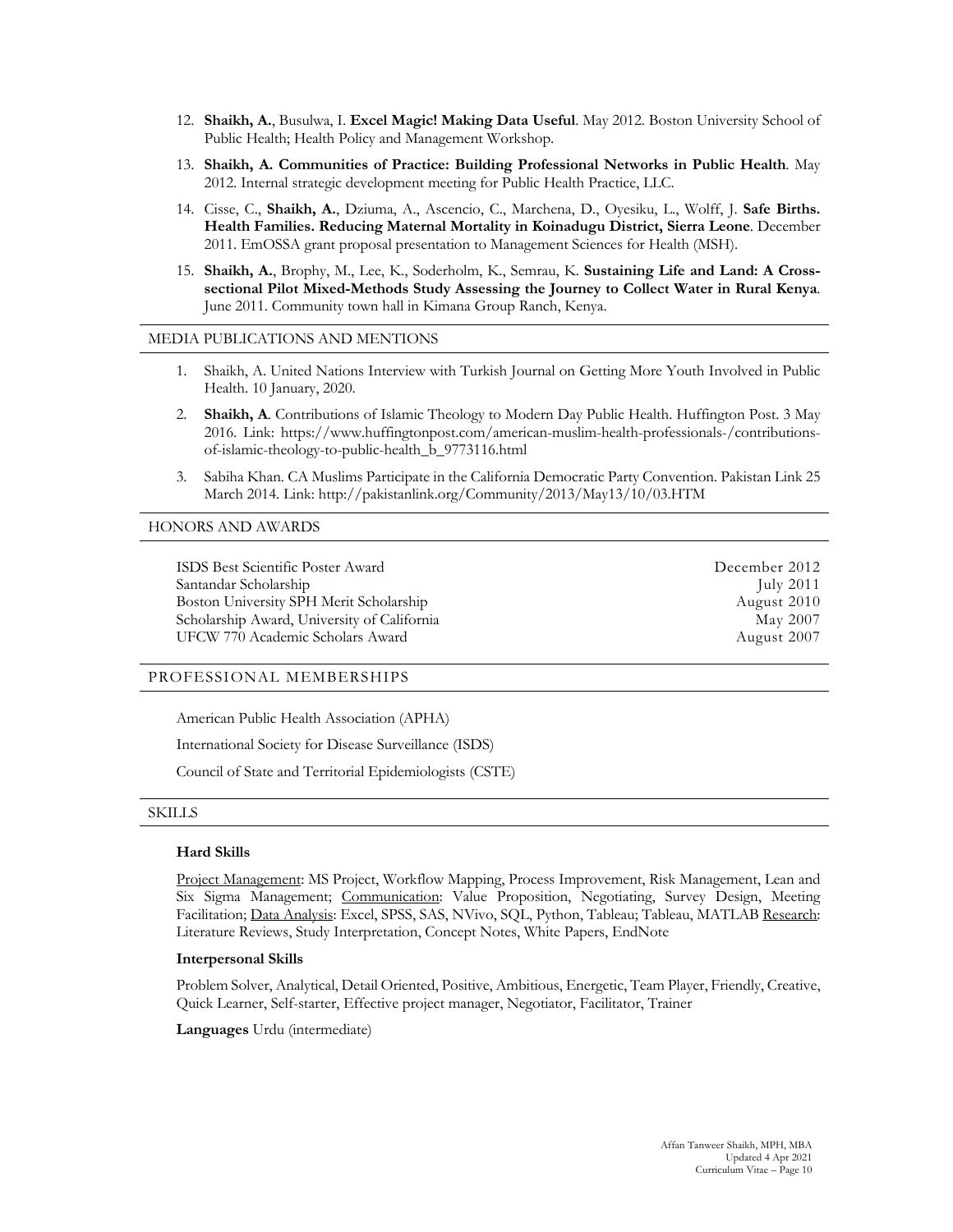12. **Shaikh, A.**, Busulwa, I. **Excel Magic! Making Data Useful**. May 2012. Boston University School of Public Health; Health Policy and Management Workshop.
13. **Shaikh, A. Communities of Practice: Building Professional Networks in Public Health**. May 2012. Internal strategic development meeting for Public Health Practice, LLC.
14. Cisse, C., **Shaikh, A.**, Dziuma, A., Ascencio, C., Marchena, D., Oyesiku, L., Wolff, J. **Safe Births. Health Families. Reducing Maternal Mortality in Koinadugu District, Sierra Leone**. December 2011. EmOSSA grant proposal presentation to Management Sciences for Health (MSH).
15. **Shaikh, A.**, Brophy, M., Lee, K., Soderholm, K., Semrau, K. **Sustaining Life and Land: A Cross-sectional Pilot Mixed-Methods Study Assessing the Journey to Collect Water in Rural Kenya**. June 2011. Community town hall in Kimana Group Ranch, Kenya.

## MEDIA PUBLICATIONS AND MENTIONS

1. Shaikh, A. United Nations Interview with Turkish Journal on Getting More Youth Involved in Public Health. 10 January, 2020.
2. **Shaikh, A**. Contributions of Islamic Theology to Modern Day Public Health. Huffington Post. 3 May 2016. Link: https://www.huffingtonpost.com/american-muslim-health-professionals-/contributions-of-islamic-theology-to-public-health_b_9773116.html
3. Sabiha Khan. CA Muslims Participate in the California Democratic Party Convention. Pakistan Link 25 March 2014. Link: http://pakistanlink.org/Community/2013/May13/10/03.HTM

## HONORS AND AWARDS

| | |
|---|---|
| ISDS Best Scientific Poster Award | December 2012 |
| Santandar Scholarship | July 2011 |
| Boston University SPH Merit Scholarship | August 2010 |
| Scholarship Award, University of California | May 2007 |
| UFCW 770 Academic Scholars Award | August 2007 |

## PROFESSIONAL MEMBERSHIPS

American Public Health Association (APHA)

International Society for Disease Surveillance (ISDS)

Council of State and Territorial Epidemiologists (CSTE)

## SKILLS

**Hard Skills**

Project Management: MS Project, Workflow Mapping, Process Improvement, Risk Management, Lean and Six Sigma Management; Communication: Value Proposition, Negotiating, Survey Design, Meeting Facilitation; Data Analysis: Excel, SPSS, SAS, NVivo, SQL, Python, Tableau; Tableau, MATLAB Research: Literature Reviews, Study Interpretation, Concept Notes, White Papers, EndNote

**Interpersonal Skills**

Problem Solver, Analytical, Detail Oriented, Positive, Ambitious, Energetic, Team Player, Friendly, Creative, Quick Learner, Self-starter, Effective project manager, Negotiator, Facilitator, Trainer

**Languages** Urdu (intermediate)